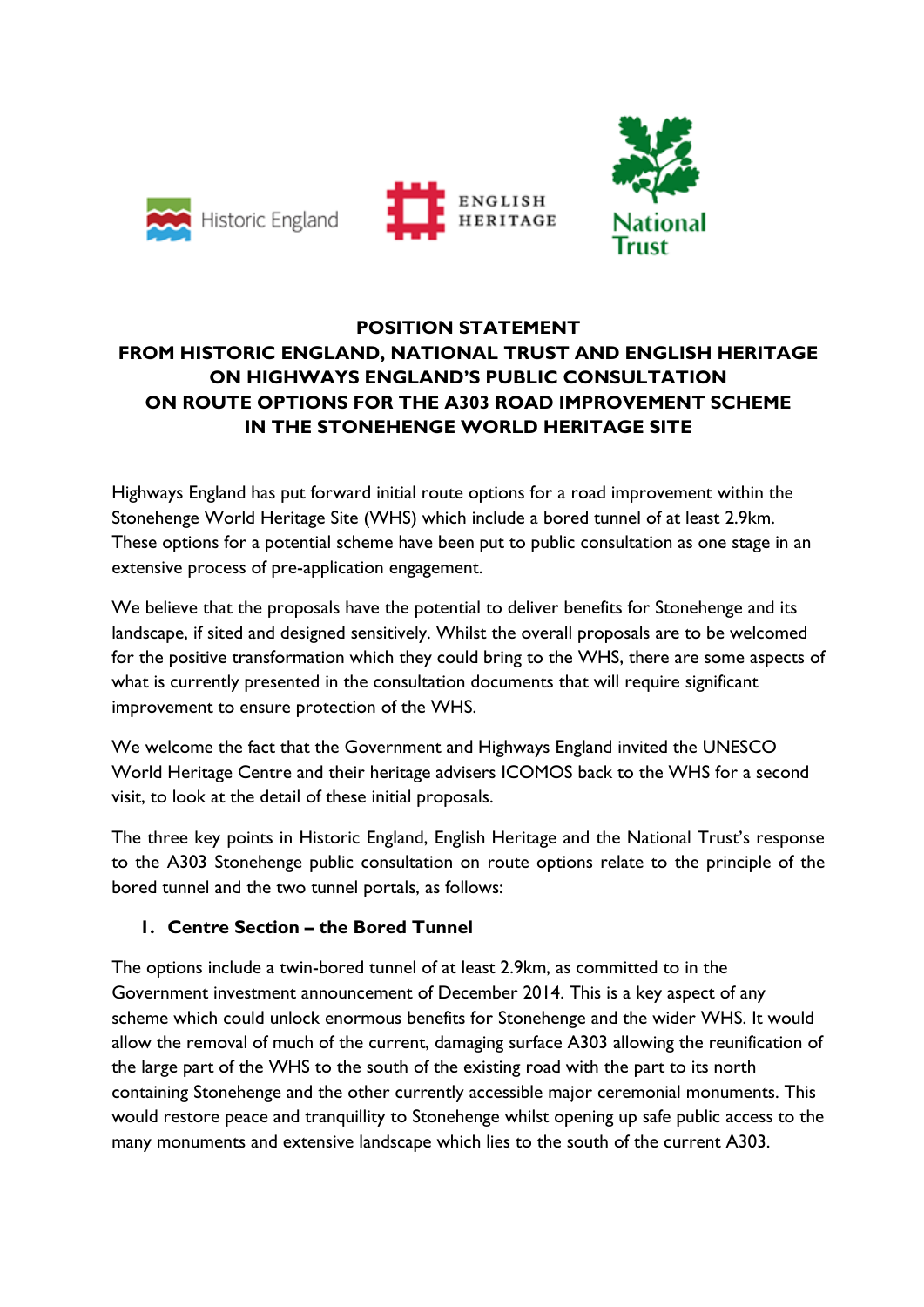# POSITION STATEMENT
# FROM HISTORIC ENGLAND, NATIONAL TRUST AND ENGLISH HERITAGE ON HIGHWAYS ENGLAND'S PUBLIC CONSULTATION ON ROUTE OPTIONS FOR THE A303 ROAD IMPROVEMENT SCHEME IN THE STONEHENGE WORLD HERITAGE SITE

Highways England has put forward initial route options for a road improvement within the Stonehenge World Heritage Site (WHS) which include a bored tunnel of at least 2.9km. These options for a potential scheme have been put to public consultation as one stage in an extensive process of pre-application engagement.

We believe that the proposals have the potential to deliver benefits for Stonehenge and its landscape, if sited and designed sensitively. Whilst the overall proposals are to be welcomed for the positive transformation which they could bring to the WHS, there are some aspects of what is currently presented in the consultation documents that will require significant improvement to ensure protection of the WHS.

We welcome the fact that the Government and Highways England invited the UNESCO World Heritage Centre and their heritage advisers ICOMOS back to the WHS for a second visit, to look at the detail of these initial proposals.

The three key points in Historic England, English Heritage and the National Trust's response to the A303 Stonehenge public consultation on route options relate to the principle of the bored tunnel and the two tunnel portals, as follows:

## 1. Centre Section – the Bored Tunnel

The options include a twin-bored tunnel of at least 2.9km, as committed to in the Government investment announcement of December 2014. This is a key aspect of any scheme which could unlock enormous benefits for Stonehenge and the wider WHS. It would allow the removal of much of the current, damaging surface A303 allowing the reunification of the large part of the WHS to the south of the existing road with the part to its north containing Stonehenge and the other currently accessible major ceremonial monuments. This would restore peace and tranquillity to Stonehenge whilst opening up safe public access to the many monuments and extensive landscape which lies to the south of the current A303.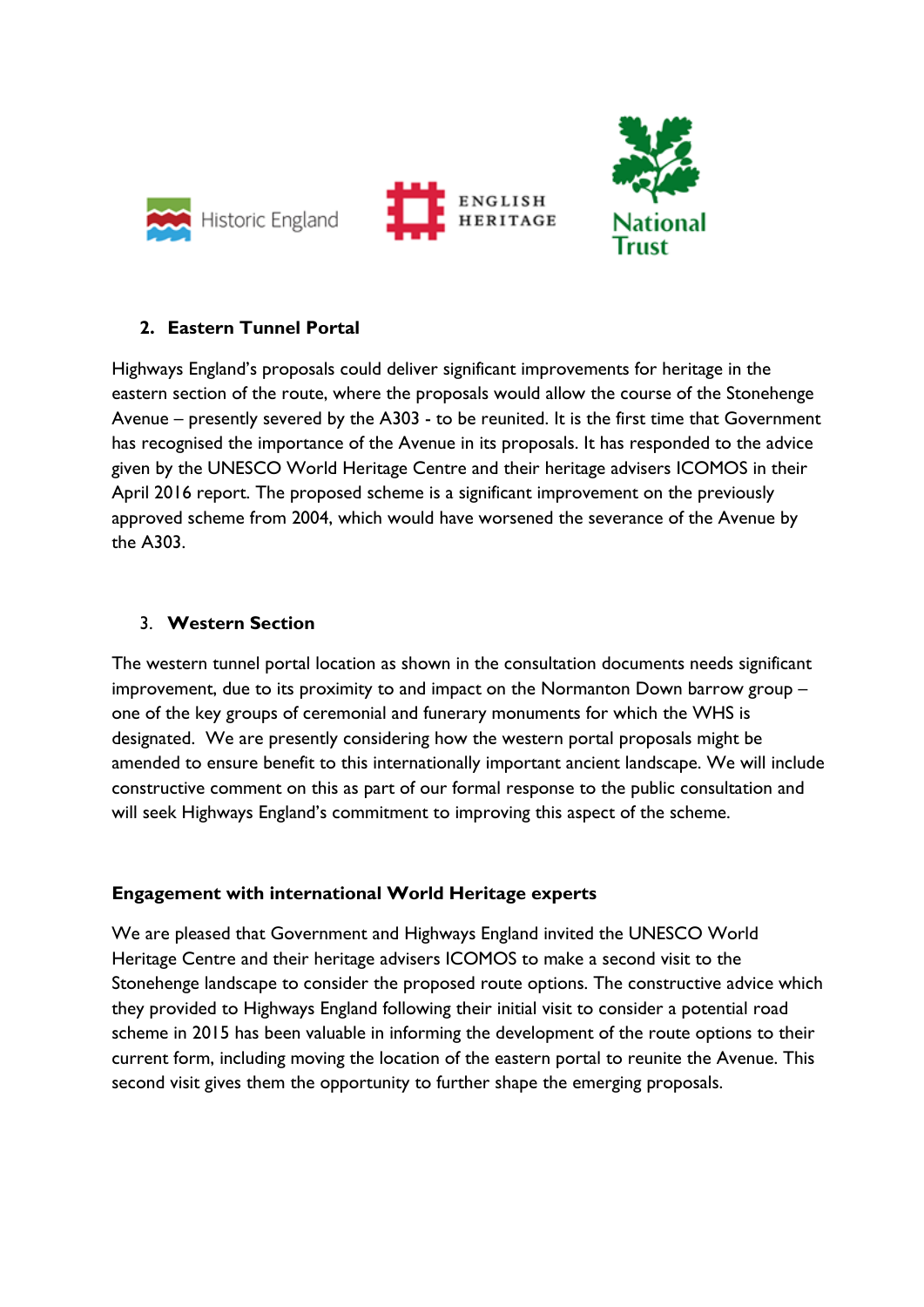## 2. Eastern Tunnel Portal

Highways England's proposals could deliver significant improvements for heritage in the eastern section of the route, where the proposals would allow the course of the Stonehenge Avenue – presently severed by the A303 - to be reunited. It is the first time that Government has recognised the importance of the Avenue in its proposals. It has responded to the advice given by the UNESCO World Heritage Centre and their heritage advisers ICOMOS in their April 2016 report. The proposed scheme is a significant improvement on the previously approved scheme from 2004, which would have worsened the severance of the Avenue by the A303.

## 3. Western Section

The western tunnel portal location as shown in the consultation documents needs significant improvement, due to its proximity to and impact on the Normanton Down barrow group – one of the key groups of ceremonial and funerary monuments for which the WHS is designated. We are presently considering how the western portal proposals might be amended to ensure benefit to this internationally important ancient landscape. We will include constructive comment on this as part of our formal response to the public consultation and will seek Highways England's commitment to improving this aspect of the scheme.

## Engagement with international World Heritage experts

We are pleased that Government and Highways England invited the UNESCO World Heritage Centre and their heritage advisers ICOMOS to make a second visit to the Stonehenge landscape to consider the proposed route options. The constructive advice which they provided to Highways England following their initial visit to consider a potential road scheme in 2015 has been valuable in informing the development of the route options to their current form, including moving the location of the eastern portal to reunite the Avenue. This second visit gives them the opportunity to further shape the emerging proposals.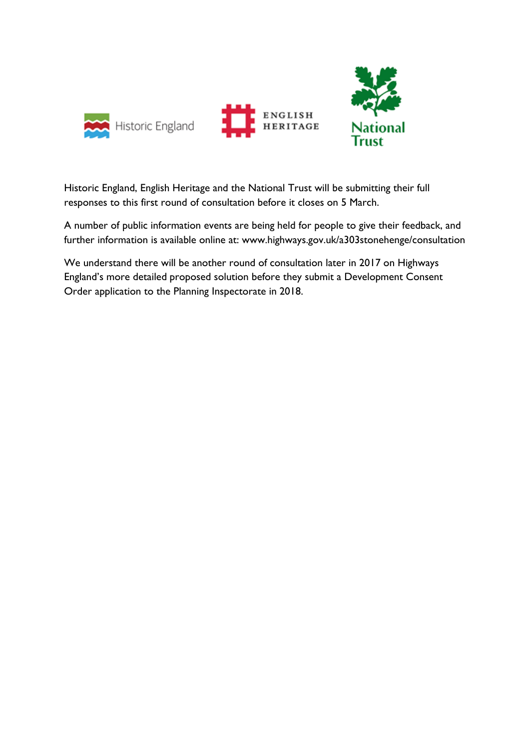Historic England, English Heritage and the National Trust will be submitting their full responses to this first round of consultation before it closes on 5 March.

A number of public information events are being held for people to give their feedback, and further information is available online at: www.highways.gov.uk/a303stonehenge/consultation

We understand there will be another round of consultation later in 2017 on Highways England's more detailed proposed solution before they submit a Development Consent Order application to the Planning Inspectorate in 2018.